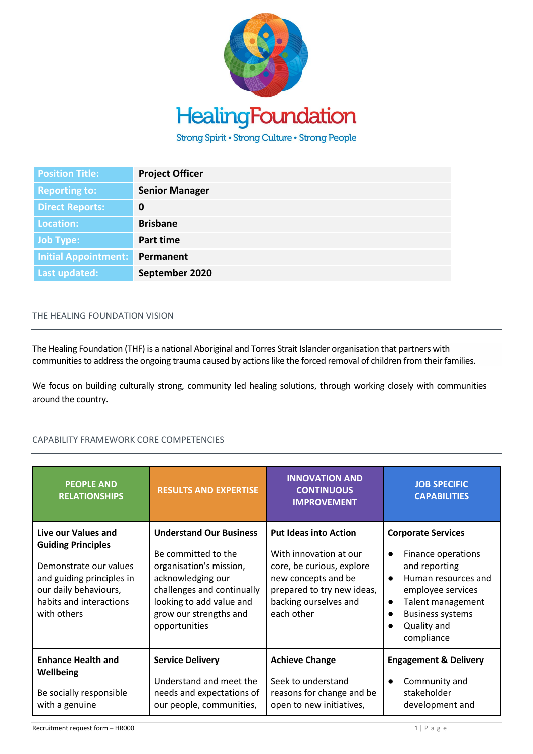# HealingFoundation

Strong Spirit • Strong Culture • Strong People

| Position Title: | Project Officer |
| --- | --- |
| Reporting to: | Senior Manager |
| Direct Reports: | 0 |
| Location: | Brisbane |
| Job Type: | Part time |
| Initial Appointment: | Permanent |
| Last updated: | September 2020 |

## THE HEALING FOUNDATION VISION

The Healing Foundation (THF) is a national Aboriginal and Torres Strait Islander organisation that partners with communities to address the ongoing trauma caused by actions like the forced removal of children from their families.

We focus on building culturally strong, community led healing solutions, through working closely with communities around the country.

## CAPABILITY FRAMEWORK CORE COMPETENCIES

| PEOPLE AND RELATIONSHIPS | RESULTS AND EXPERTISE | INNOVATION AND CONTINUOUS IMPROVEMENT | JOB SPECIFIC CAPABILITIES |
| --- | --- | --- | --- |
| **Live our Values and Guiding Principles**<br><br>Demonstrate our values and guiding principles in our daily behaviours, habits and interactions with others | **Understand Our Business**<br><br>Be committed to the organisation's mission, acknowledging our challenges and continually looking to add value and grow our strengths and opportunities | **Put Ideas into Action**<br><br>With innovation at our core, be curious, explore new concepts and be prepared to try new ideas, backing ourselves and each other | **Corporate Services**<br><br>• Finance operations and reporting<br>• Human resources and employee services<br>• Talent management<br>• Business systems<br>• Quality and compliance |
| **Enhance Health and Wellbeing**<br><br>Be socially responsible with a genuine | **Service Delivery**<br><br>Understand and meet the needs and expectations of our people, communities, | **Achieve Change**<br><br>Seek to understand reasons for change and be open to new initiatives, | **Engagement & Delivery**<br><br>• Community and stakeholder development and |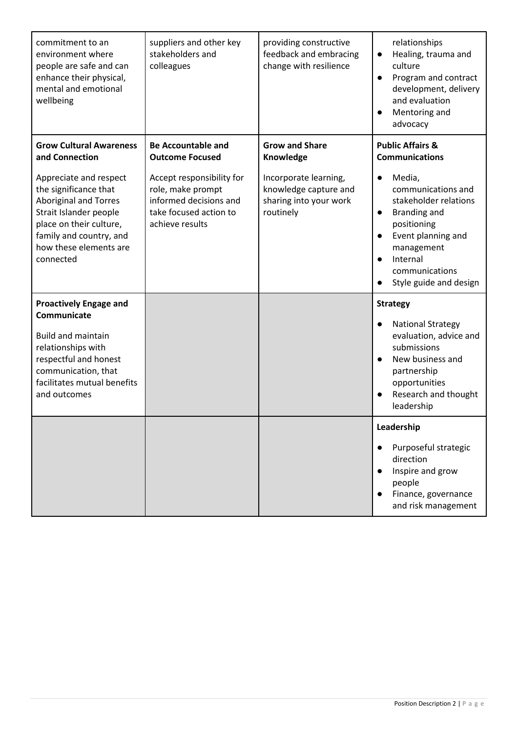| | | | |
|---|---|---|---|
| commitment to an environment where people are safe and can enhance their physical, mental and emotional wellbeing | suppliers and other key stakeholders and colleagues | providing constructive feedback and embracing change with resilience | relationships<br>● Healing, trauma and culture<br>● Program and contract development, delivery and evaluation<br>● Mentoring and advocacy |
| **Grow Cultural Awareness and Connection**<br><br>Appreciate and respect the significance that Aboriginal and Torres Strait Islander people place on their culture, family and country, and how these elements are connected | **Be Accountable and Outcome Focused**<br><br>Accept responsibility for role, make prompt informed decisions and take focused action to achieve results | **Grow and Share Knowledge**<br><br>Incorporate learning, knowledge capture and sharing into your work routinely | **Public Affairs & Communications**<br><br>● Media, communications and stakeholder relations<br>● Branding and positioning<br>● Event planning and management<br>● Internal communications<br>● Style guide and design |
| **Proactively Engage and Communicate**<br><br>Build and maintain relationships with respectful and honest communication, that facilitates mutual benefits and outcomes | | | **Strategy**<br><br>● National Strategy evaluation, advice and submissions<br>● New business and partnership opportunities<br>● Research and thought leadership |
| | | | **Leadership**<br><br>● Purposeful strategic direction<br>● Inspire and grow people<br>● Finance, governance and risk management |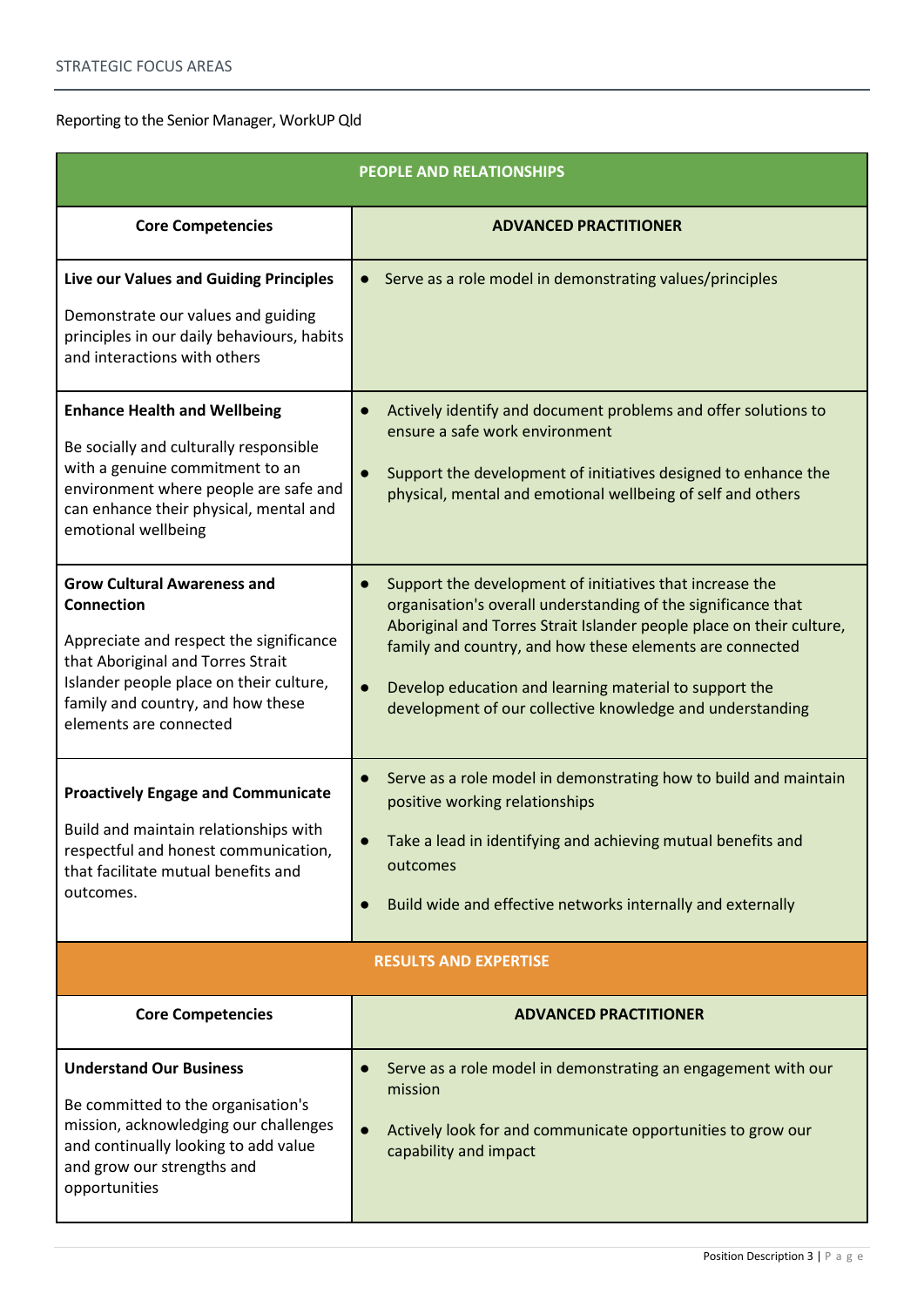## STRATEGIC FOCUS AREAS

Reporting to the Senior Manager, WorkUP Qld

| PEOPLE AND RELATIONSHIPS | |
|---|---|
| **Core Competencies** | **ADVANCED PRACTITIONER** |
| **Live our Values and Guiding Principles**<br><br>Demonstrate our values and guiding principles in our daily behaviours, habits and interactions with others | • Serve as a role model in demonstrating values/principles |
| **Enhance Health and Wellbeing**<br><br>Be socially and culturally responsible with a genuine commitment to an environment where people are safe and can enhance their physical, mental and emotional wellbeing | • Actively identify and document problems and offer solutions to ensure a safe work environment<br><br>• Support the development of initiatives designed to enhance the physical, mental and emotional wellbeing of self and others |
| **Grow Cultural Awareness and Connection**<br><br>Appreciate and respect the significance that Aboriginal and Torres Strait Islander people place on their culture, family and country, and how these elements are connected | • Support the development of initiatives that increase the organisation's overall understanding of the significance that Aboriginal and Torres Strait Islander people place on their culture, family and country, and how these elements are connected<br><br>• Develop education and learning material to support the development of our collective knowledge and understanding |
| **Proactively Engage and Communicate**<br><br>Build and maintain relationships with respectful and honest communication, that facilitate mutual benefits and outcomes. | • Serve as a role model in demonstrating how to build and maintain positive working relationships<br><br>• Take a lead in identifying and achieving mutual benefits and outcomes<br><br>• Build wide and effective networks internally and externally |

| RESULTS AND EXPERTISE | |
|---|---|
| **Core Competencies** | **ADVANCED PRACTITIONER** |
| **Understand Our Business**<br><br>Be committed to the organisation's mission, acknowledging our challenges and continually looking to add value and grow our strengths and opportunities | • Serve as a role model in demonstrating an engagement with our mission<br><br>• Actively look for and communicate opportunities to grow our capability and impact |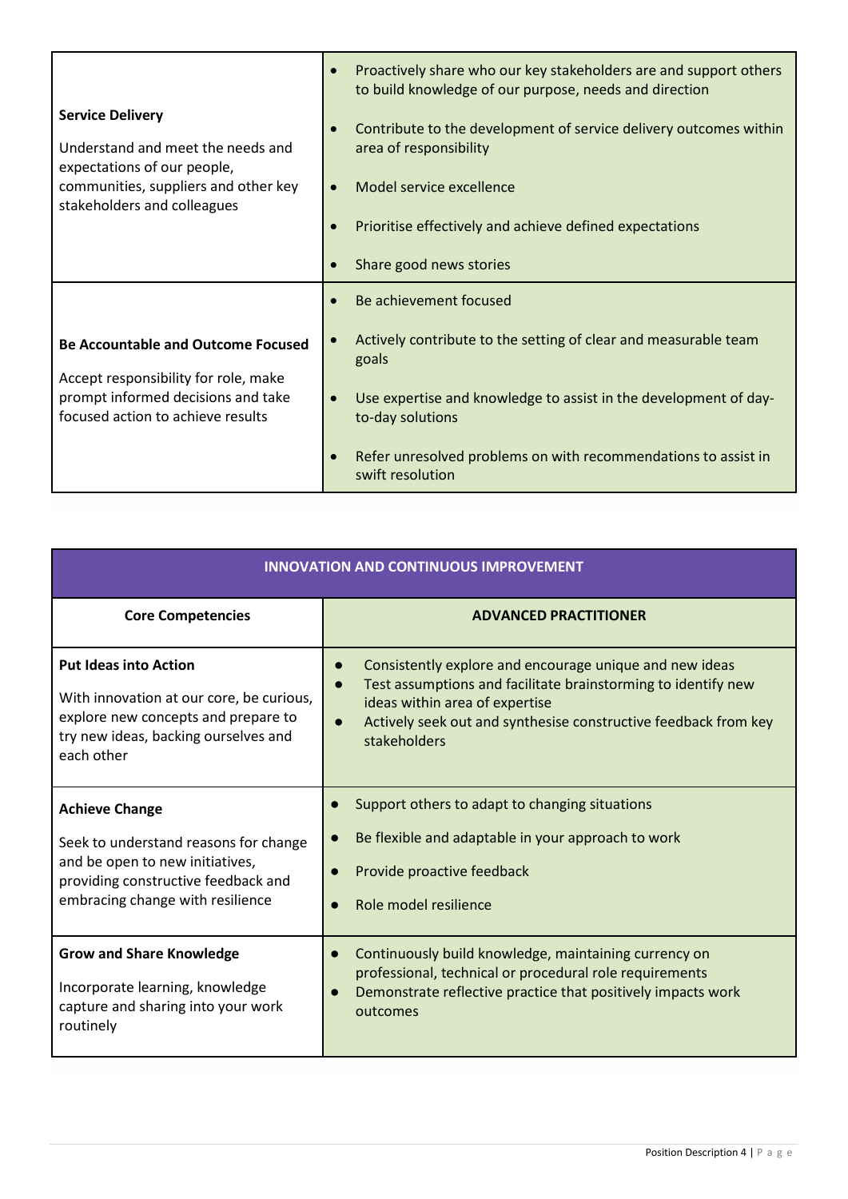| | |
|---|---|
| **Service Delivery**<br><br>Understand and meet the needs and expectations of our people, communities, suppliers and other key stakeholders and colleagues | • Proactively share who our key stakeholders are and support others to build knowledge of our purpose, needs and direction<br>• Contribute to the development of service delivery outcomes within area of responsibility<br>• Model service excellence<br>• Prioritise effectively and achieve defined expectations<br>• Share good news stories |
| **Be Accountable and Outcome Focused**<br><br>Accept responsibility for role, make prompt informed decisions and take focused action to achieve results | • Be achievement focused<br>• Actively contribute to the setting of clear and measurable team goals<br>• Use expertise and knowledge to assist in the development of day-to-day solutions<br>• Refer unresolved problems on with recommendations to assist in swift resolution |

| INNOVATION AND CONTINUOUS IMPROVEMENT | |
|---|---|
| **Core Competencies** | **ADVANCED PRACTITIONER** |
| **Put Ideas into Action**<br><br>With innovation at our core, be curious, explore new concepts and prepare to try new ideas, backing ourselves and each other | • Consistently explore and encourage unique and new ideas<br>• Test assumptions and facilitate brainstorming to identify new ideas within area of expertise<br>• Actively seek out and synthesise constructive feedback from key stakeholders |
| **Achieve Change**<br><br>Seek to understand reasons for change and be open to new initiatives, providing constructive feedback and embracing change with resilience | • Support others to adapt to changing situations<br>• Be flexible and adaptable in your approach to work<br>• Provide proactive feedback<br>• Role model resilience |
| **Grow and Share Knowledge**<br><br>Incorporate learning, knowledge capture and sharing into your work routinely | • Continuously build knowledge, maintaining currency on professional, technical or procedural role requirements<br>• Demonstrate reflective practice that positively impacts work outcomes |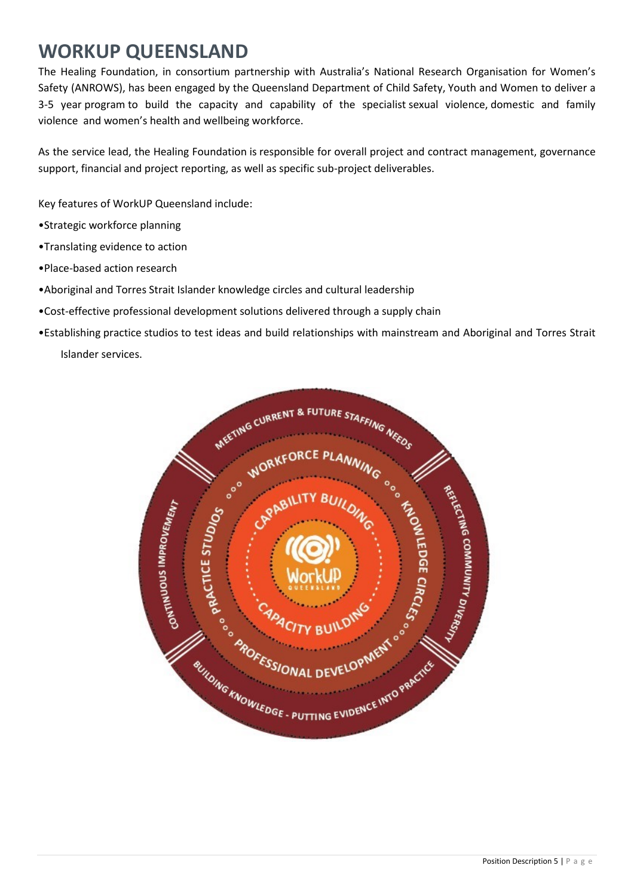# WORKUP QUEENSLAND

The Healing Foundation, in consortium partnership with Australia's National Research Organisation for Women's Safety (ANROWS), has been engaged by the Queensland Department of Child Safety, Youth and Women to deliver a 3-5 year program to build the capacity and capability of the specialist sexual violence, domestic and family violence and women's health and wellbeing workforce.

As the service lead, the Healing Foundation is responsible for overall project and contract management, governance support, financial and project reporting, as well as specific sub-project deliverables.

Key features of WorkUP Queensland include:

- Strategic workforce planning
- Translating evidence to action
- Place-based action research
- Aboriginal and Torres Strait Islander knowledge circles and cultural leadership
- Cost-effective professional development solutions delivered through a supply chain
- Establishing practice studios to test ideas and build relationships with mainstream and Aboriginal and Torres Strait Islander services.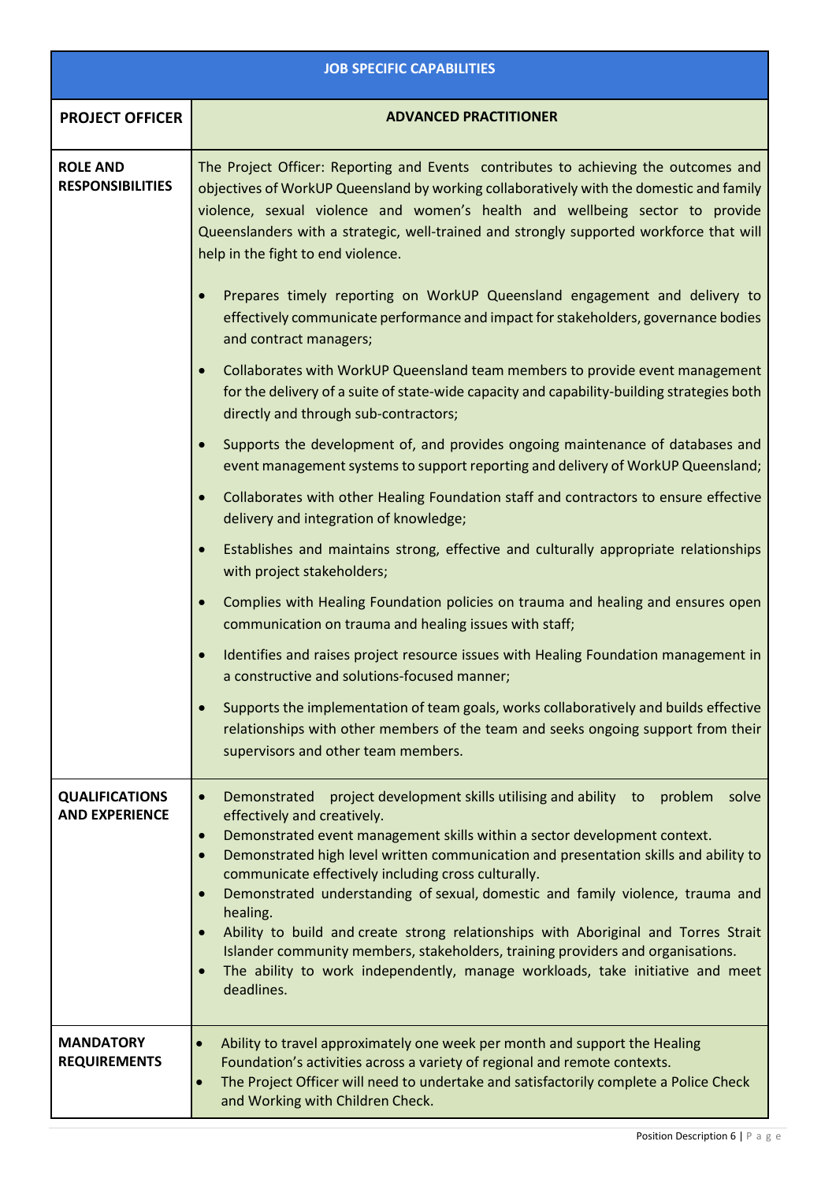| JOB SPECIFIC CAPABILITIES | |
|---|---|
| **PROJECT OFFICER** | **ADVANCED PRACTITIONER** |
| **ROLE AND RESPONSIBILITIES** | The Project Officer: Reporting and Events contributes to achieving the outcomes and objectives of WorkUP Queensland by working collaboratively with the domestic and family violence, sexual violence and women's health and wellbeing sector to provide Queenslanders with a strategic, well-trained and strongly supported workforce that will help in the fight to end violence.<br><br>• Prepares timely reporting on WorkUP Queensland engagement and delivery to effectively communicate performance and impact for stakeholders, governance bodies and contract managers;<br>• Collaborates with WorkUP Queensland team members to provide event management for the delivery of a suite of state-wide capacity and capability-building strategies both directly and through sub-contractors;<br>• Supports the development of, and provides ongoing maintenance of databases and event management systems to support reporting and delivery of WorkUP Queensland;<br>• Collaborates with other Healing Foundation staff and contractors to ensure effective delivery and integration of knowledge;<br>• Establishes and maintains strong, effective and culturally appropriate relationships with project stakeholders;<br>• Complies with Healing Foundation policies on trauma and healing and ensures open communication on trauma and healing issues with staff;<br>• Identifies and raises project resource issues with Healing Foundation management in a constructive and solutions-focused manner;<br>• Supports the implementation of team goals, works collaboratively and builds effective relationships with other members of the team and seeks ongoing support from their supervisors and other team members. |
| **QUALIFICATIONS AND EXPERIENCE** | • Demonstrated project development skills utilising and ability to problem solve effectively and creatively.<br>• Demonstrated event management skills within a sector development context.<br>• Demonstrated high level written communication and presentation skills and ability to communicate effectively including cross culturally.<br>• Demonstrated understanding of sexual, domestic and family violence, trauma and healing.<br>• Ability to build and create strong relationships with Aboriginal and Torres Strait Islander community members, stakeholders, training providers and organisations.<br>• The ability to work independently, manage workloads, take initiative and meet deadlines. |
| **MANDATORY REQUIREMENTS** | • Ability to travel approximately one week per month and support the Healing Foundation's activities across a variety of regional and remote contexts.<br>• The Project Officer will need to undertake and satisfactorily complete a Police Check and Working with Children Check. |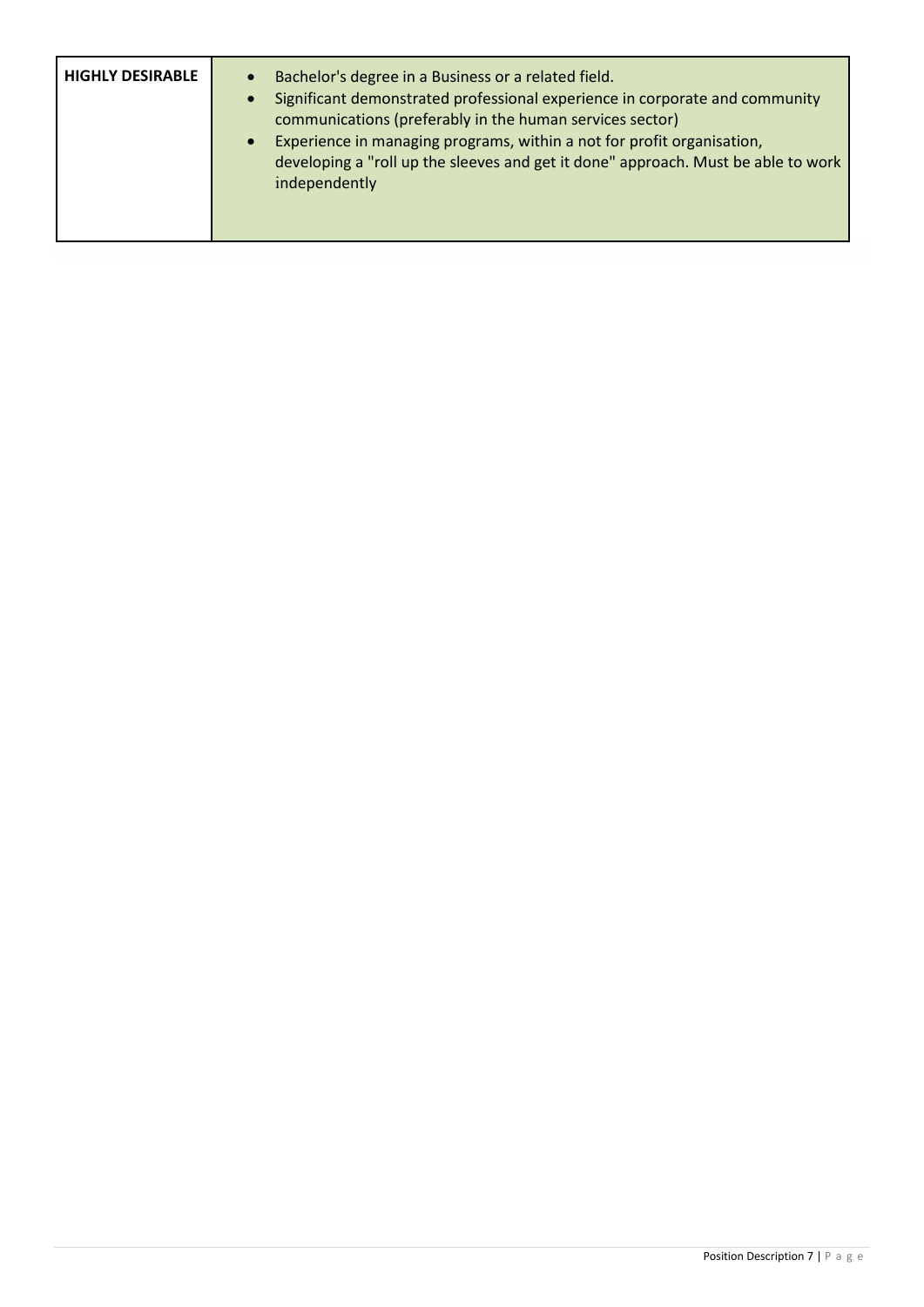| | |
|---|---|
| **HIGHLY DESIRABLE** | • Bachelor's degree in a Business or a related field.<br>• Significant demonstrated professional experience in corporate and community communications (preferably in the human services sector)<br>• Experience in managing programs, within a not for profit organisation, developing a "roll up the sleeves and get it done" approach. Must be able to work independently |